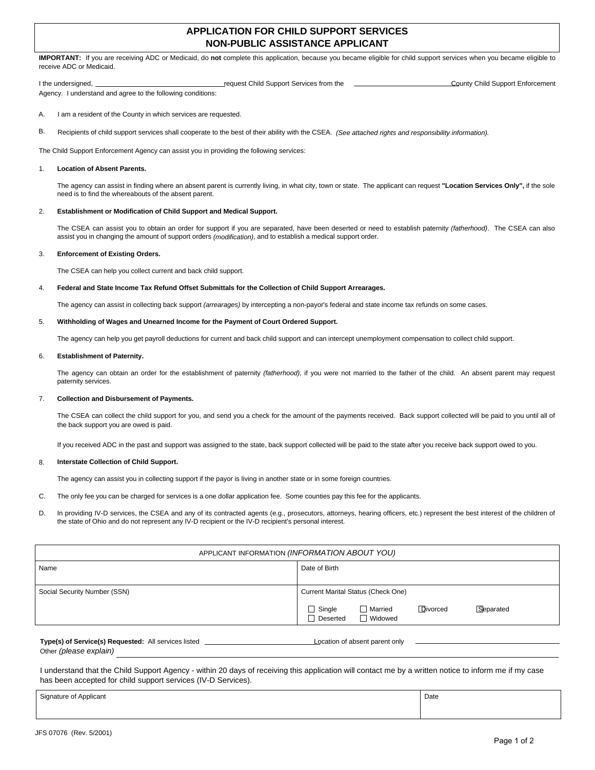# APPLICATION FOR CHILD SUPPORT SERVICES
# NON-PUBLIC ASSISTANCE APPLICANT

**IMPORTANT:** If you are receiving ADC or Medicaid, do **not** complete this application, because you became eligible for child support services when you became eligible to receive ADC or Medicaid.

I the undersigned, ______________________ request Child Support Services from the ______________________ County Child Support Enforcement Agency. I understand and agree to the following conditions:

A. I am a resident of the County in which services are requested.

B. Recipients of child support services shall cooperate to the best of their ability with the CSEA. *(See attached rights and responsibility information).*

The Child Support Enforcement Agency can assist you in providing the following services:

1. **Location of Absent Parents.**

   The agency can assist in finding where an absent parent is currently living, in what city, town or state. The applicant can request **"Location Services Only",** if the sole need is to find the whereabouts of the absent parent.

2. **Establishment or Modification of Child Support and Medical Support.**

   The CSEA can assist you to obtain an order for support if you are separated, have been deserted or need to establish paternity *(fatherhood)*. The CSEA can also assist you in changing the amount of support orders *(modification)*, and to establish a medical support order.

3. **Enforcement of Existing Orders.**

   The CSEA can help you collect current and back child support.

4. **Federal and State Income Tax Refund Offset Submittals for the Collection of Child Support Arrearages.**

   The agency can assist in collecting back support *(arrearages)* by intercepting a non-payor's federal and state income tax refunds on some cases.

5. **Withholding of Wages and Unearned Income for the Payment of Court Ordered Support.**

   The agency can help you get payroll deductions for current and back child support and can intercept unemployment compensation to collect child support.

6. **Establishment of Paternity.**

   The agency can obtain an order for the establishment of paternity *(fatherhood),* if you were not married to the father of the child. An absent parent may request paternity services.

7. **Collection and Disbursement of Payments.**

   The CSEA can collect the child support for you, and send you a check for the amount of the payments received. Back support collected will be paid to you until all of the back support you are owed is paid.

   If you received ADC in the past and support was assigned to the state, back support collected will be paid to the state after you receive back support owed to you.

8. **Interstate Collection of Child Support.**

   The agency can assist you in collecting support if the payor is living in another state or in some foreign countries.

C. The only fee you can be charged for services is a one dollar application fee. Some counties pay this fee for the applicants.

D. In providing IV-D services, the CSEA and any of its contracted agents (e.g., prosecutors, attorneys, hearing officers, etc.) represent the best interest of the children of the state of Ohio and do not represent any IV-D recipient or the IV-D recipient's personal interest.

| APPLICANT INFORMATION *(INFORMATION ABOUT YOU)* | |
|---|---|
| Name | Date of Birth |
| Social Security Number (SSN) | Current Marital Status (Check One)<br>☐ Single ☐ Married ☐ Divorced ☐ Separated<br>☐ Deserted ☐ Widowed |

**Type(s) of Service(s) Requested:** All services listed ______________ Location of absent parent only ______________
Other *(please explain)* ______________________________

I understand that the Child Support Agency - within 20 days of receiving this application will contact me by a written notice to inform me if my case has been accepted for child support services (IV-D Services).

| Signature of Applicant | Date |
|---|---|
| | |

JFS 07076 (Rev. 5/2001)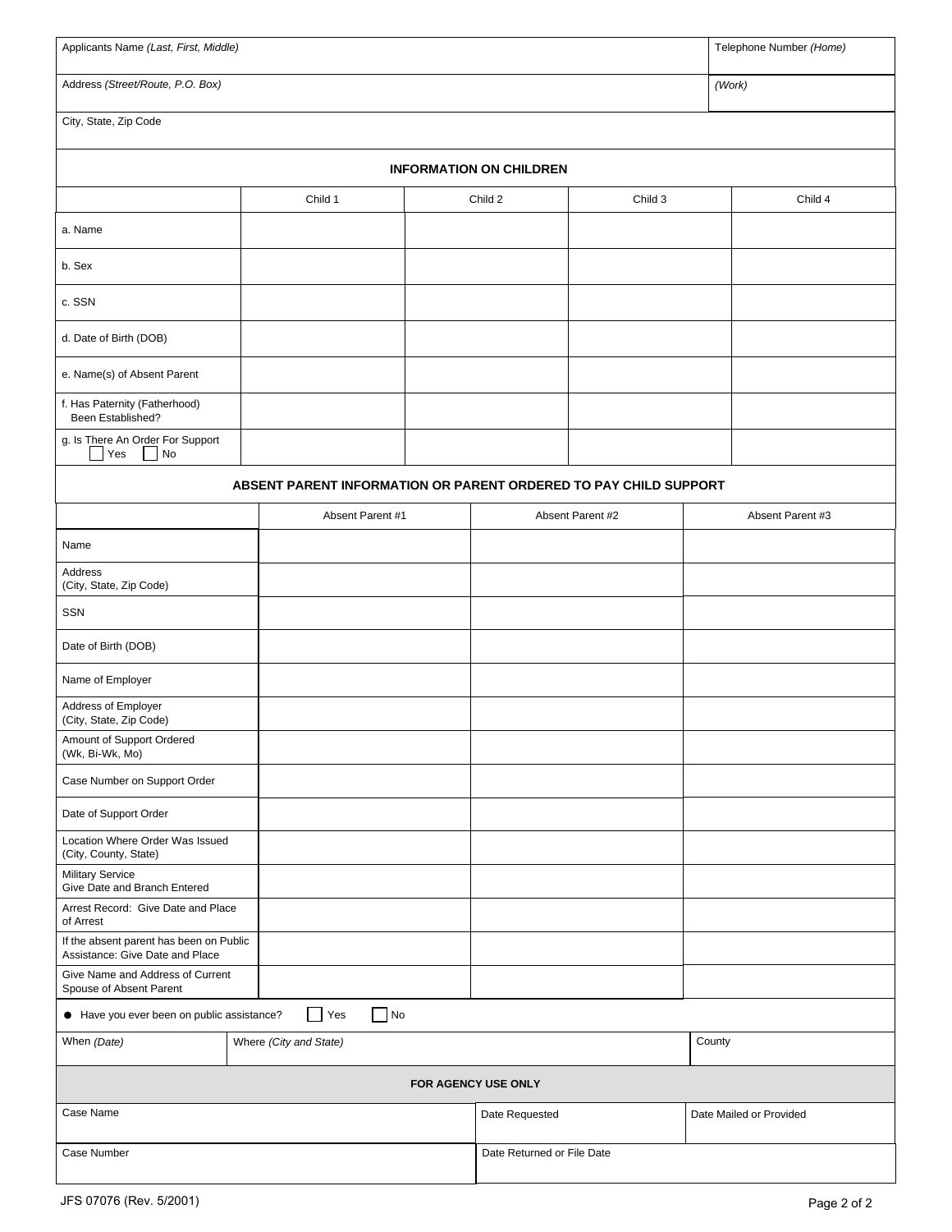| | |
|---|---|
| Applicants Name *(Last, First, Middle)* | Telephone Number *(Home)* |
| Address *(Street/Route, P.O. Box)* | *(Work)* |
| City, State, Zip Code | |

## INFORMATION ON CHILDREN

| | Child 1 | Child 2 | Child 3 | Child 4 |
|---|---|---|---|---|
| a. Name | | | | |
| b. Sex | | | | |
| c. SSN | | | | |
| d. Date of Birth (DOB) | | | | |
| e. Name(s) of Absent Parent | | | | |
| f. Has Paternity (Fatherhood) Been Established? | | | | |
| g. Is There An Order For Support ☐ Yes ☐ No | | | | |

## ABSENT PARENT INFORMATION OR PARENT ORDERED TO PAY CHILD SUPPORT

| | Absent Parent #1 | Absent Parent #2 | Absent Parent #3 |
|---|---|---|---|
| Name | | | |
| Address (City, State, Zip Code) | | | |
| SSN | | | |
| Date of Birth (DOB) | | | |
| Name of Employer | | | |
| Address of Employer (City, State, Zip Code) | | | |
| Amount of Support Ordered (Wk, Bi-Wk, Mo) | | | |
| Case Number on Support Order | | | |
| Date of Support Order | | | |
| Location Where Order Was Issued (City, County, State) | | | |
| Military Service Give Date and Branch Entered | | | |
| Arrest Record: Give Date and Place of Arrest | | | |
| If the absent parent has been on Public Assistance: Give Date and Place | | | |
| Give Name and Address of Current Spouse of Absent Parent | | | |

- Have you ever been on public assistance? ☐ Yes ☐ No

| | | |
|---|---|---|
| When *(Date)* | Where *(City and State)* | County |

## FOR AGENCY USE ONLY

| | | |
|---|---|---|
| Case Name | Date Requested | Date Mailed or Provided |
| Case Number | Date Returned or File Date | |

JFS 07076 (Rev. 5/2001)